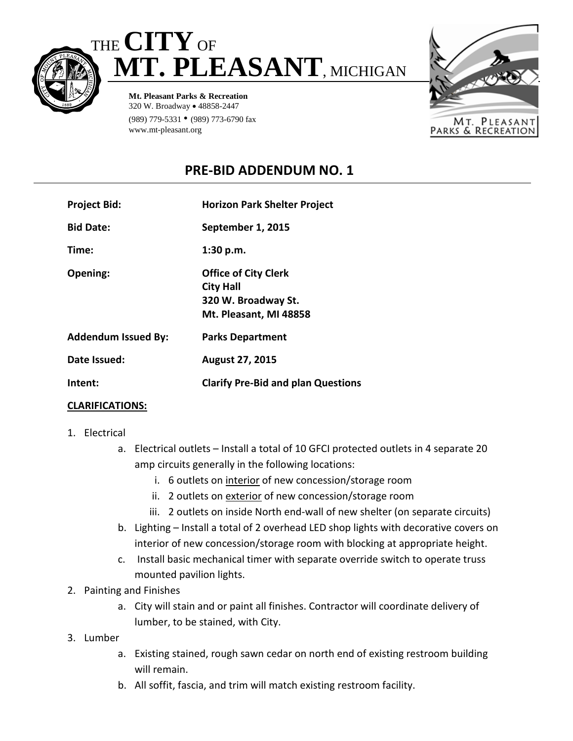THE **CITY** OF
# MT. PLEASANT, MICHIGAN

**Mt. Pleasant Parks & Recreation**
320 W. Broadway • 48858-2447
(989) 779-5331 • (989) 773-6790 fax
www.mt-pleasant.org

MT. PLEASANT PARKS & RECREATION

## PRE-BID ADDENDUM NO. 1

| | |
|---|---|
| **Project Bid:** | **Horizon Park Shelter Project** |
| **Bid Date:** | **September 1, 2015** |
| **Time:** | **1:30 p.m.** |
| **Opening:** | **Office of City Clerk**<br>**City Hall**<br>**320 W. Broadway St.**<br>**Mt. Pleasant, MI 48858** |
| **Addendum Issued By:** | **Parks Department** |
| **Date Issued:** | **August 27, 2015** |
| **Intent:** | **Clarify Pre-Bid and plan Questions** |

**CLARIFICATIONS:**

1. Electrical
    a. Electrical outlets – Install a total of 10 GFCI protected outlets in 4 separate 20 amp circuits generally in the following locations:
        i. 6 outlets on interior of new concession/storage room
        ii. 2 outlets on exterior of new concession/storage room
        iii. 2 outlets on inside North end-wall of new shelter (on separate circuits)
    b. Lighting – Install a total of 2 overhead LED shop lights with decorative covers on interior of new concession/storage room with blocking at appropriate height.
    c. Install basic mechanical timer with separate override switch to operate truss mounted pavilion lights.
2. Painting and Finishes
    a. City will stain and or paint all finishes. Contractor will coordinate delivery of lumber, to be stained, with City.
3. Lumber
    a. Existing stained, rough sawn cedar on north end of existing restroom building will remain.
    b. All soffit, fascia, and trim will match existing restroom facility.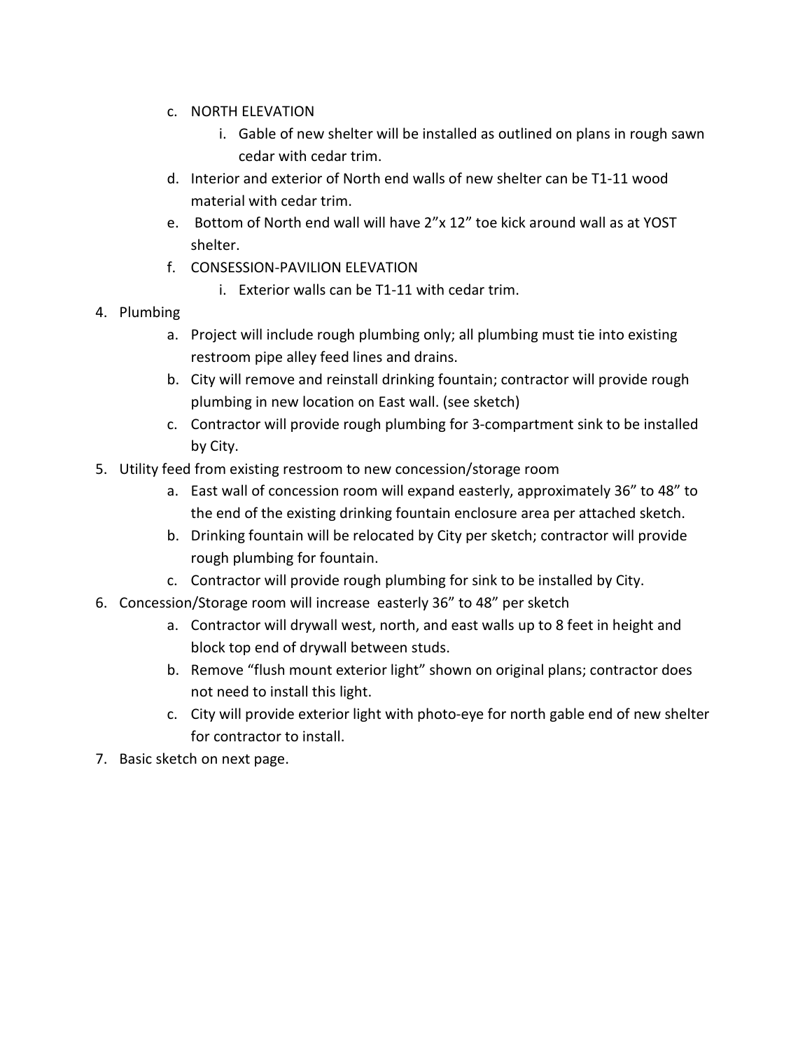c. NORTH ELEVATION
    i. Gable of new shelter will be installed as outlined on plans in rough sawn cedar with cedar trim.

d. Interior and exterior of North end walls of new shelter can be T1-11 wood material with cedar trim.

e. Bottom of North end wall will have 2"x 12" toe kick around wall as at YOST shelter.

f. CONSESSION-PAVILION ELEVATION
    i. Exterior walls can be T1-11 with cedar trim.

4. Plumbing
    a. Project will include rough plumbing only; all plumbing must tie into existing restroom pipe alley feed lines and drains.
    b. City will remove and reinstall drinking fountain; contractor will provide rough plumbing in new location on East wall. (see sketch)
    c. Contractor will provide rough plumbing for 3-compartment sink to be installed by City.
5. Utility feed from existing restroom to new concession/storage room
    a. East wall of concession room will expand easterly, approximately 36" to 48" to the end of the existing drinking fountain enclosure area per attached sketch.
    b. Drinking fountain will be relocated by City per sketch; contractor will provide rough plumbing for fountain.
    c. Contractor will provide rough plumbing for sink to be installed by City.
6. Concession/Storage room will increase easterly 36" to 48" per sketch
    a. Contractor will drywall west, north, and east walls up to 8 feet in height and block top end of drywall between studs.
    b. Remove "flush mount exterior light" shown on original plans; contractor does not need to install this light.
    c. City will provide exterior light with photo-eye for north gable end of new shelter for contractor to install.
7. Basic sketch on next page.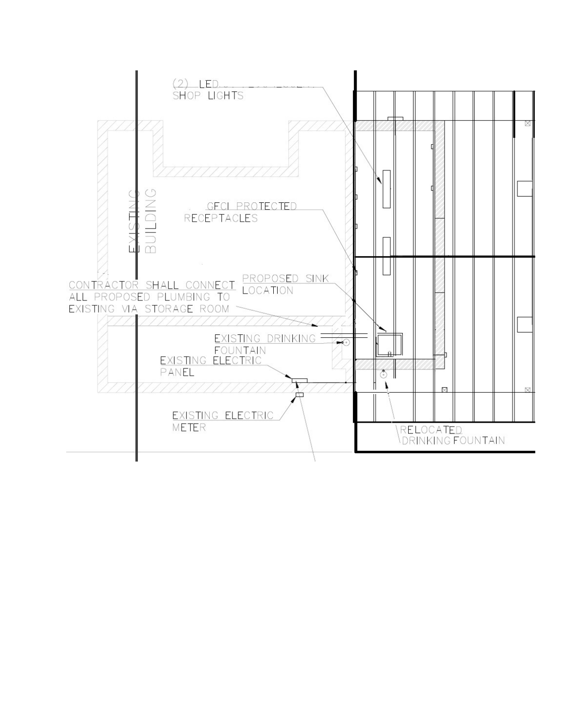(2) LED SHOP LIGHTS

EXISTING BUILDING

GFCI PROTECTED RECEPTACLES

CONTRACTOR SHALL CONNECT ALL PROPOSED PLUMBING TO EXISTING VIA STORAGE ROOM

PROPOSED SINK LOCATION

EXISTING DRINKING FOUNTAIN

EXISTING ELECTRIC PANEL

EXISTING ELECTRIC METER

RELOCATED DRINKING FOUNTAIN